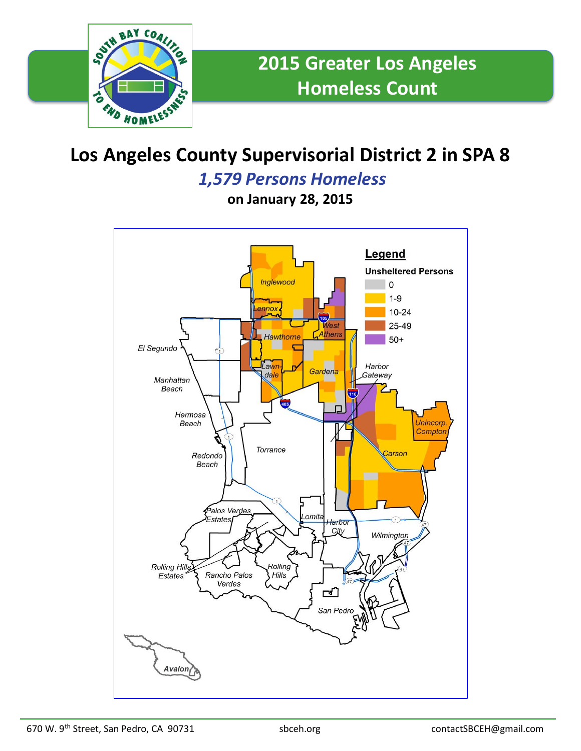# 2015 Greater Los Angeles Homeless Count

## Los Angeles County Supervisorial District 2 in SPA 8

### *1,579 Persons Homeless*

**on January 28, 2015**

**Legend**

**Unsheltered Persons**

- 0
- 1-9
- 10-24
- 25-49
- 50+

Inglewood, Lennox, West Athens, Hawthorne, El Segundo, Lawndale, Gardena, Harbor Gateway, Manhattan Beach, Hermosa Beach, Unincorp. Compton, Torrance, Carson, Redondo Beach, Palos Verdes Estates, Lomita, Harbor City, Wilmington, Rolling Hills Estates, Rancho Palos Verdes, Rolling Hills, San Pedro, Avalon

670 W. 9th Street, San Pedro, CA 90731 | sbceh.org | contactSBCEH@gmail.com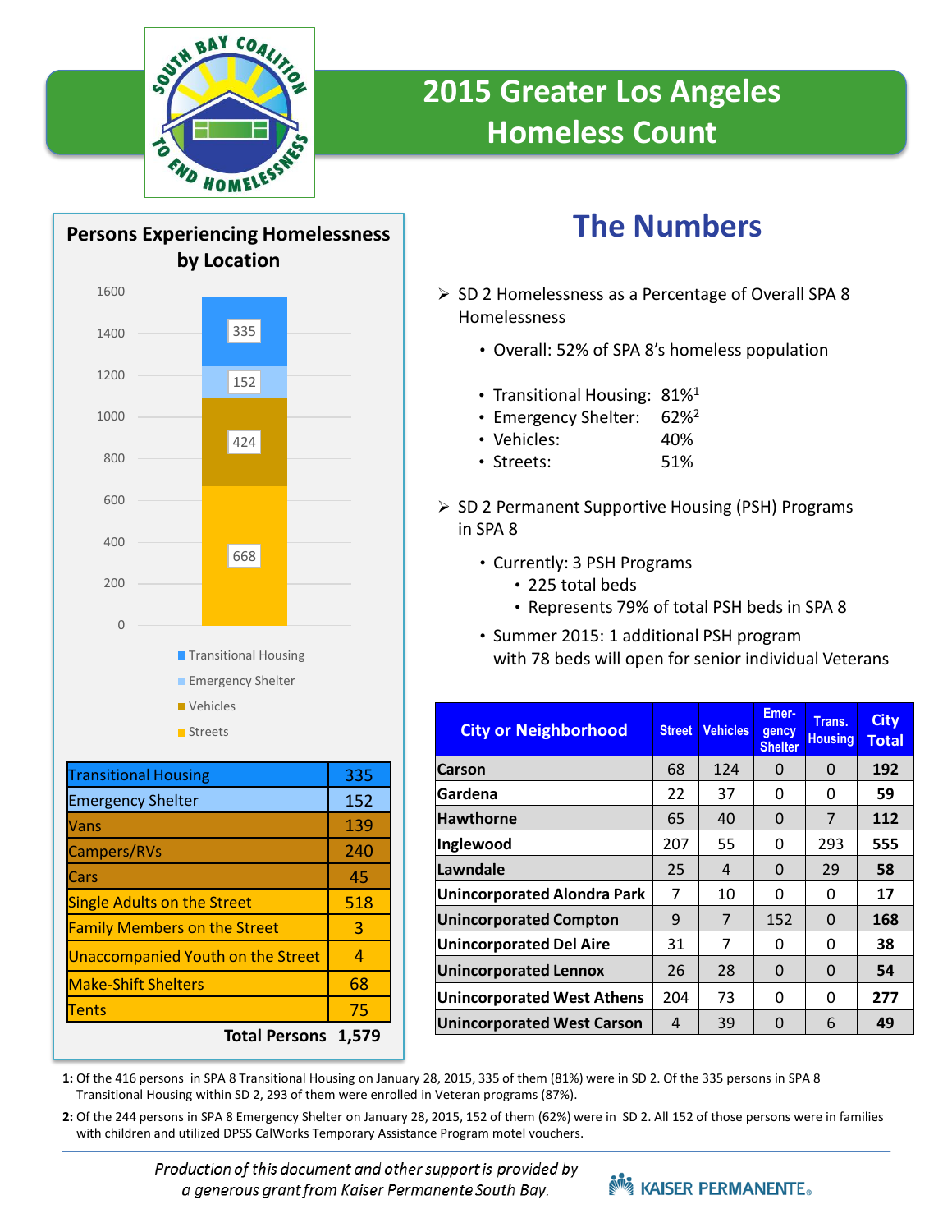# 2015 Greater Los Angeles Homeless Count

South Bay Coalition to End Homelessness

## Persons Experiencing Homelessness by Location

1600
1400
1200
1000
800
600
400
200
0

335
152
424
668

Transitional Housing
Emergency Shelter
Vehicles
Streets

| | |
|---|---|
| Transitional Housing | 335 |
| Emergency Shelter | 152 |
| Vans | 139 |
| Campers/RVs | 240 |
| Cars | 45 |
| Single Adults on the Street | 518 |
| Family Members on the Street | 3 |
| Unaccompanied Youth on the Street | 4 |
| Make-Shift Shelters | 68 |
| Tents | 75 |
| **Total Persons** | **1,579** |

## The Numbers

- SD 2 Homelessness as a Percentage of Overall SPA 8 Homelessness
  - Overall: 52% of SPA 8's homeless population
  - Transitional Housing: 81%[1]
  - Emergency Shelter: 62%[2]
  - Vehicles: 40%
  - Streets: 51%
- SD 2 Permanent Supportive Housing (PSH) Programs in SPA 8
  - Currently: 3 PSH Programs
    - 225 total beds
    - Represents 79% of total PSH beds in SPA 8
  - Summer 2015: 1 additional PSH program with 78 beds will open for senior individual Veterans

| City or Neighborhood | Street | Vehicles | Emergency Shelter | Trans. Housing | City Total |
|---|---|---|---|---|---|
| **Carson** | 68 | 124 | 0 | 0 | **192** |
| **Gardena** | 22 | 37 | 0 | 0 | **59** |
| **Hawthorne** | 65 | 40 | 0 | 7 | **112** |
| **Inglewood** | 207 | 55 | 0 | 293 | **555** |
| **Lawndale** | 25 | 4 | 0 | 29 | **58** |
| **Unincorporated Alondra Park** | 7 | 10 | 0 | 0 | **17** |
| **Unincorporated Compton** | 9 | 7 | 152 | 0 | **168** |
| **Unincorporated Del Aire** | 31 | 7 | 0 | 0 | **38** |
| **Unincorporated Lennox** | 26 | 28 | 0 | 0 | **54** |
| **Unincorporated West Athens** | 204 | 73 | 0 | 0 | **277** |
| **Unincorporated West Carson** | 4 | 39 | 0 | 6 | **49** |

**1:** Of the 416 persons in SPA 8 Transitional Housing on January 28, 2015, 335 of them (81%) were in SD 2. Of the 335 persons in SPA 8 Transitional Housing within SD 2, 293 of them were enrolled in Veteran programs (87%).

**2:** Of the 244 persons in SPA 8 Emergency Shelter on January 28, 2015, 152 of them (62%) were in SD 2. All 152 of those persons were in families with children and utilized DPSS CalWorks Temporary Assistance Program motel vouchers.

*Production of this document and other support is provided by a generous grant from Kaiser Permanente South Bay.*

KAISER PERMANENTE